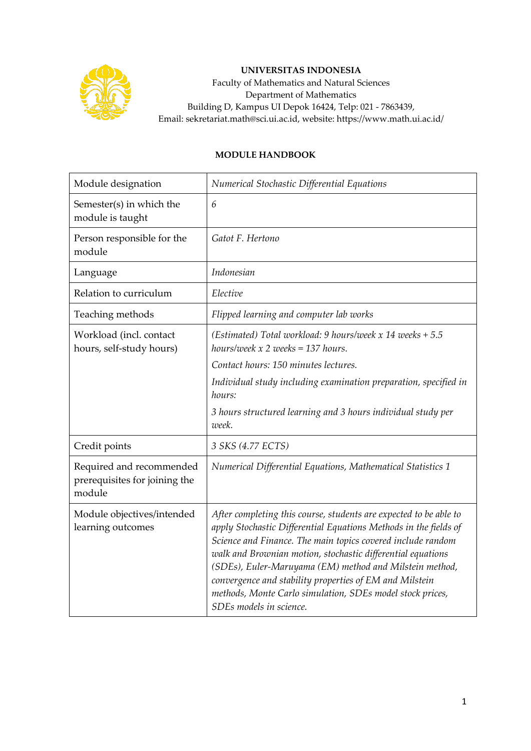**UNIVERSITAS INDONESIA**
Faculty of Mathematics and Natural Sciences
Department of Mathematics
Building D, Kampus UI Depok 16424, Telp: 021 - 7863439,
Email: sekretariat.math@sci.ui.ac.id, website: https://www.math.ui.ac.id/

**MODULE HANDBOOK**

| | |
|---|---|
| Module designation | *Numerical Stochastic Differential Equations* |
| Semester(s) in which the module is taught | *6* |
| Person responsible for the module | *Gatot F. Hertono* |
| Language | *Indonesian* |
| Relation to curriculum | *Elective* |
| Teaching methods | *Flipped learning and computer lab works* |
| Workload (incl. contact hours, self-study hours) | *(Estimated) Total workload: 9 hours/week x 14 weeks + 5.5 hours/week x 2 weeks = 137 hours.*<br>*Contact hours: 150 minutes lectures.*<br>*Individual study including examination preparation, specified in hours:*<br>*3 hours structured learning and 3 hours individual study per week.* |
| Credit points | *3 SKS (4.77 ECTS)* |
| Required and recommended prerequisites for joining the module | *Numerical Differential Equations, Mathematical Statistics 1* |
| Module objectives/intended learning outcomes | *After completing this course, students are expected to be able to apply Stochastic Differential Equations Methods in the fields of Science and Finance. The main topics covered include random walk and Brownian motion, stochastic differential equations (SDEs), Euler-Maruyama (EM) method and Milstein method, convergence and stability properties of EM and Milstein methods, Monte Carlo simulation, SDEs model stock prices, SDEs models in science.* |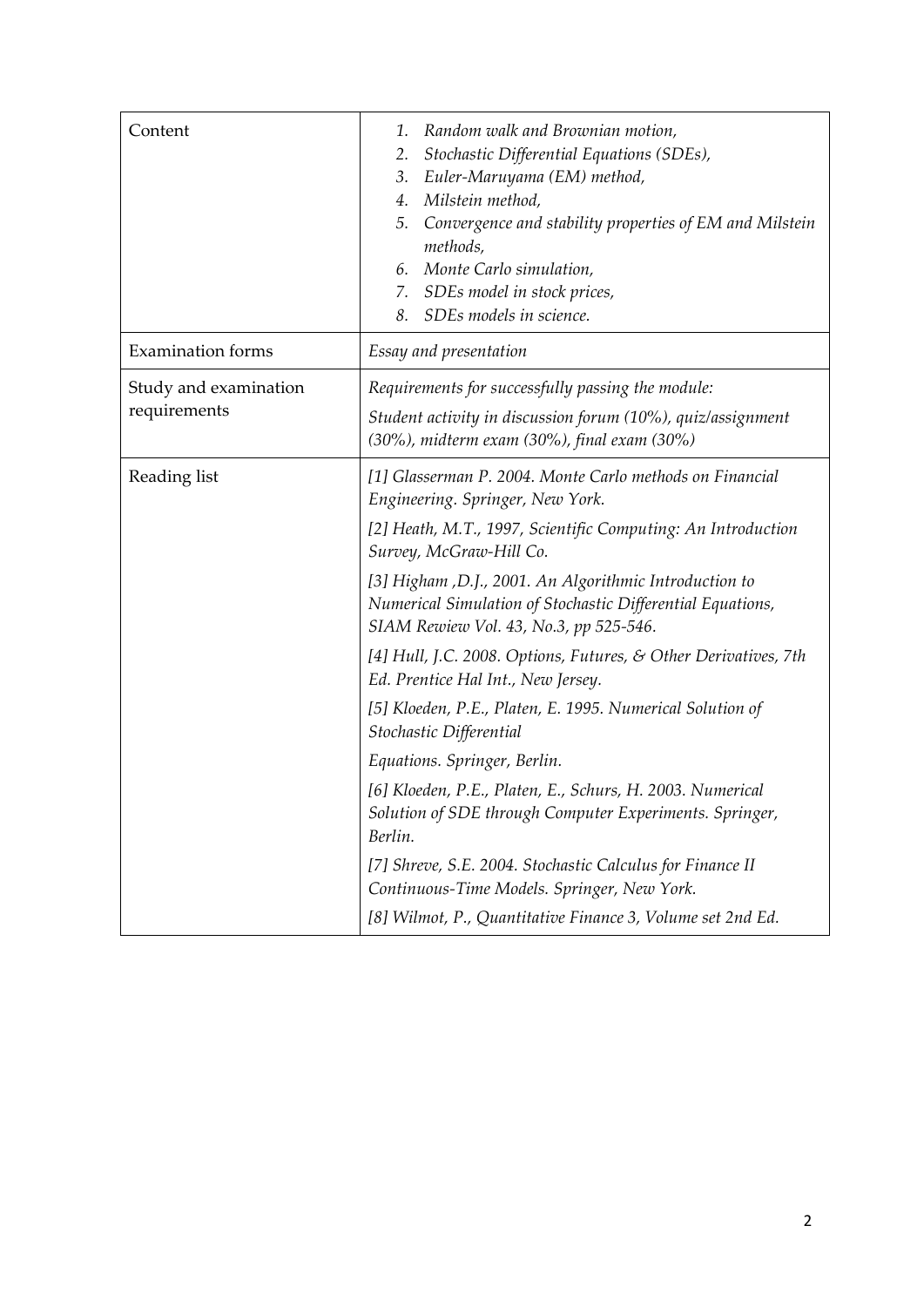| | |
|---|---|
| Content | *1. Random walk and Brownian motion,*<br>*2. Stochastic Differential Equations (SDEs),*<br>*3. Euler-Maruyama (EM) method,*<br>*4. Milstein method,*<br>*5. Convergence and stability properties of EM and Milstein methods,*<br>*6. Monte Carlo simulation,*<br>*7. SDEs model in stock prices,*<br>*8. SDEs models in science.* |
| Examination forms | *Essay and presentation* |
| Study and examination requirements | *Requirements for successfully passing the module:*<br>*Student activity in discussion forum (10%), quiz/assignment (30%), midterm exam (30%), final exam (30%)* |
| Reading list | *[1] Glasserman P. 2004. Monte Carlo methods on Financial Engineering. Springer, New York.*<br>*[2] Heath, M.T., 1997, Scientific Computing: An Introduction Survey, McGraw-Hill Co.*<br>*[3] Higham ,D.J., 2001. An Algorithmic Introduction to Numerical Simulation of Stochastic Differential Equations, SIAM Rewiew Vol. 43, No.3, pp 525-546.*<br>*[4] Hull, J.C. 2008. Options, Futures, & Other Derivatives, 7th Ed. Prentice Hal Int., New Jersey.*<br>*[5] Kloeden, P.E., Platen, E. 1995. Numerical Solution of Stochastic Differential*<br>*Equations. Springer, Berlin.*<br>*[6] Kloeden, P.E., Platen, E., Schurs, H. 2003. Numerical Solution of SDE through Computer Experiments. Springer, Berlin.*<br>*[7] Shreve, S.E. 2004. Stochastic Calculus for Finance II Continuous-Time Models. Springer, New York.*<br>*[8] Wilmot, P., Quantitative Finance 3, Volume set 2nd Ed.* |